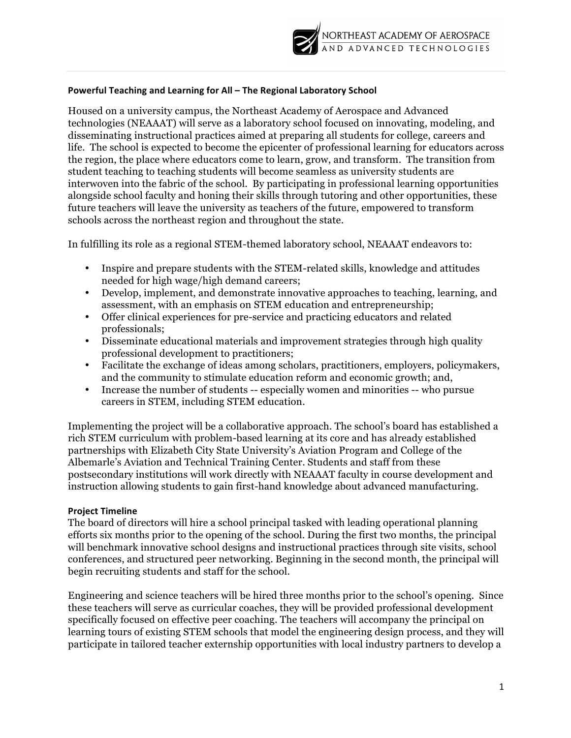**Powerful Teaching and Learning for All – The Regional Laboratory School**

Housed on a university campus, the Northeast Academy of Aerospace and Advanced technologies (NEAAAT) will serve as a laboratory school focused on innovating, modeling, and disseminating instructional practices aimed at preparing all students for college, careers and life. The school is expected to become the epicenter of professional learning for educators across the region, the place where educators come to learn, grow, and transform. The transition from student teaching to teaching students will become seamless as university students are interwoven into the fabric of the school. By participating in professional learning opportunities alongside school faculty and honing their skills through tutoring and other opportunities, these future teachers will leave the university as teachers of the future, empowered to transform schools across the northeast region and throughout the state.

In fulfilling its role as a regional STEM-themed laboratory school, NEAAAT endeavors to:

- Inspire and prepare students with the STEM-related skills, knowledge and attitudes needed for high wage/high demand careers;
- Develop, implement, and demonstrate innovative approaches to teaching, learning, and assessment, with an emphasis on STEM education and entrepreneurship;
- Offer clinical experiences for pre-service and practicing educators and related professionals;
- Disseminate educational materials and improvement strategies through high quality professional development to practitioners;
- Facilitate the exchange of ideas among scholars, practitioners, employers, policymakers, and the community to stimulate education reform and economic growth; and,
- Increase the number of students -- especially women and minorities -- who pursue careers in STEM, including STEM education.

Implementing the project will be a collaborative approach. The school's board has established a rich STEM curriculum with problem-based learning at its core and has already established partnerships with Elizabeth City State University's Aviation Program and College of the Albemarle's Aviation and Technical Training Center. Students and staff from these postsecondary institutions will work directly with NEAAAT faculty in course development and instruction allowing students to gain first-hand knowledge about advanced manufacturing.

**Project Timeline**

The board of directors will hire a school principal tasked with leading operational planning efforts six months prior to the opening of the school. During the first two months, the principal will benchmark innovative school designs and instructional practices through site visits, school conferences, and structured peer networking. Beginning in the second month, the principal will begin recruiting students and staff for the school.

Engineering and science teachers will be hired three months prior to the school's opening. Since these teachers will serve as curricular coaches, they will be provided professional development specifically focused on effective peer coaching. The teachers will accompany the principal on learning tours of existing STEM schools that model the engineering design process, and they will participate in tailored teacher externship opportunities with local industry partners to develop a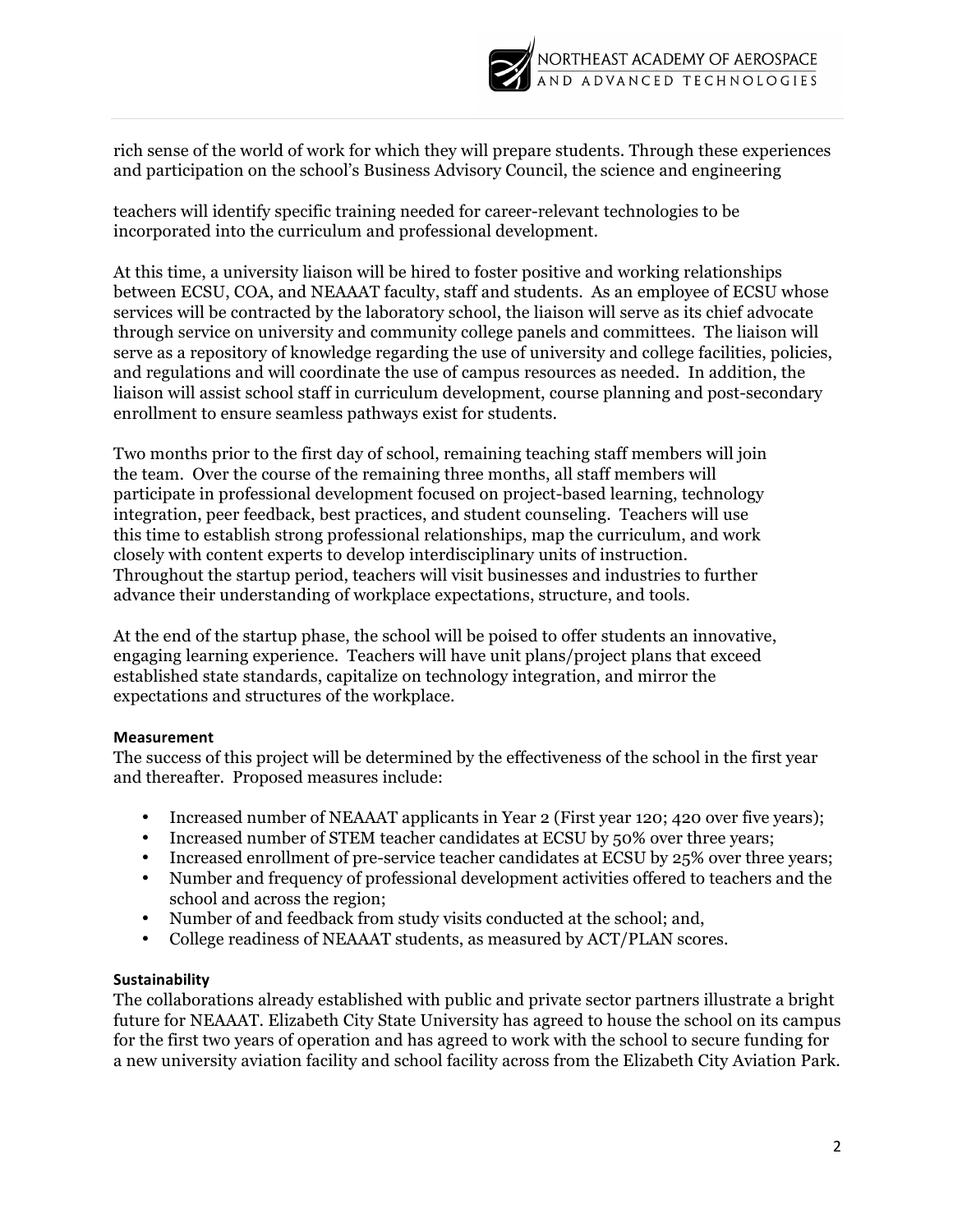rich sense of the world of work for which they will prepare students. Through these experiences and participation on the school's Business Advisory Council, the science and engineering

teachers will identify specific training needed for career-relevant technologies to be incorporated into the curriculum and professional development.

At this time, a university liaison will be hired to foster positive and working relationships between ECSU, COA, and NEAAAT faculty, staff and students. As an employee of ECSU whose services will be contracted by the laboratory school, the liaison will serve as its chief advocate through service on university and community college panels and committees. The liaison will serve as a repository of knowledge regarding the use of university and college facilities, policies, and regulations and will coordinate the use of campus resources as needed. In addition, the liaison will assist school staff in curriculum development, course planning and post-secondary enrollment to ensure seamless pathways exist for students.

Two months prior to the first day of school, remaining teaching staff members will join the team. Over the course of the remaining three months, all staff members will participate in professional development focused on project-based learning, technology integration, peer feedback, best practices, and student counseling. Teachers will use this time to establish strong professional relationships, map the curriculum, and work closely with content experts to develop interdisciplinary units of instruction. Throughout the startup period, teachers will visit businesses and industries to further advance their understanding of workplace expectations, structure, and tools.

At the end of the startup phase, the school will be poised to offer students an innovative, engaging learning experience. Teachers will have unit plans/project plans that exceed established state standards, capitalize on technology integration, and mirror the expectations and structures of the workplace.

#### Measurement

The success of this project will be determined by the effectiveness of the school in the first year and thereafter. Proposed measures include:

- Increased number of NEAAAT applicants in Year 2 (First year 120; 420 over five years);
- Increased number of STEM teacher candidates at ECSU by 50% over three years;
- Increased enrollment of pre-service teacher candidates at ECSU by 25% over three years;
- Number and frequency of professional development activities offered to teachers and the school and across the region;
- Number of and feedback from study visits conducted at the school; and,
- College readiness of NEAAAT students, as measured by ACT/PLAN scores.

#### Sustainability

The collaborations already established with public and private sector partners illustrate a bright future for NEAAAT. Elizabeth City State University has agreed to house the school on its campus for the first two years of operation and has agreed to work with the school to secure funding for a new university aviation facility and school facility across from the Elizabeth City Aviation Park.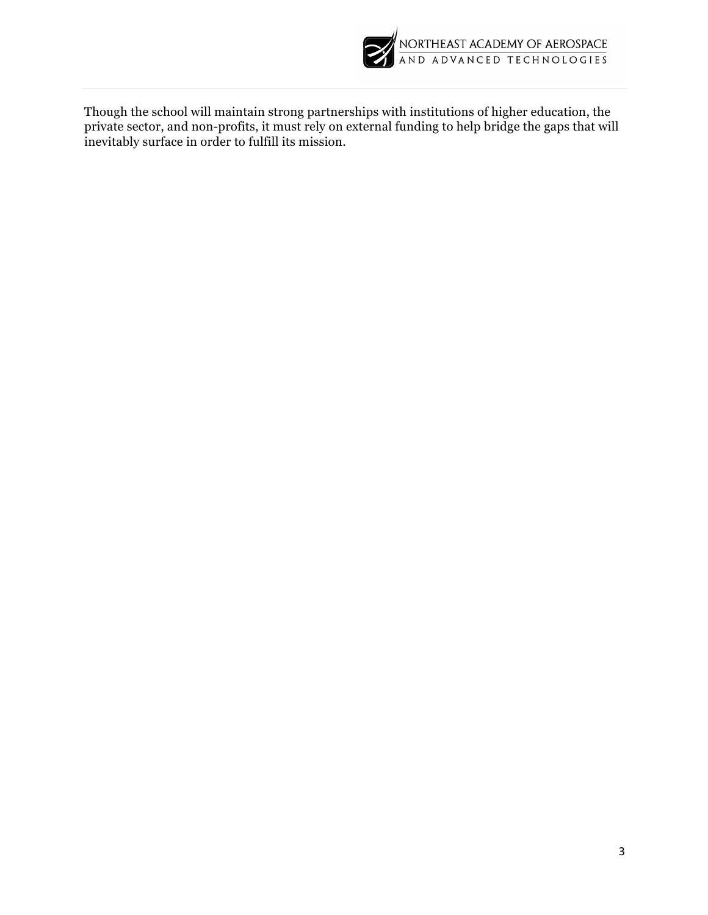Though the school will maintain strong partnerships with institutions of higher education, the private sector, and non-profits, it must rely on external funding to help bridge the gaps that will inevitably surface in order to fulfill its mission.